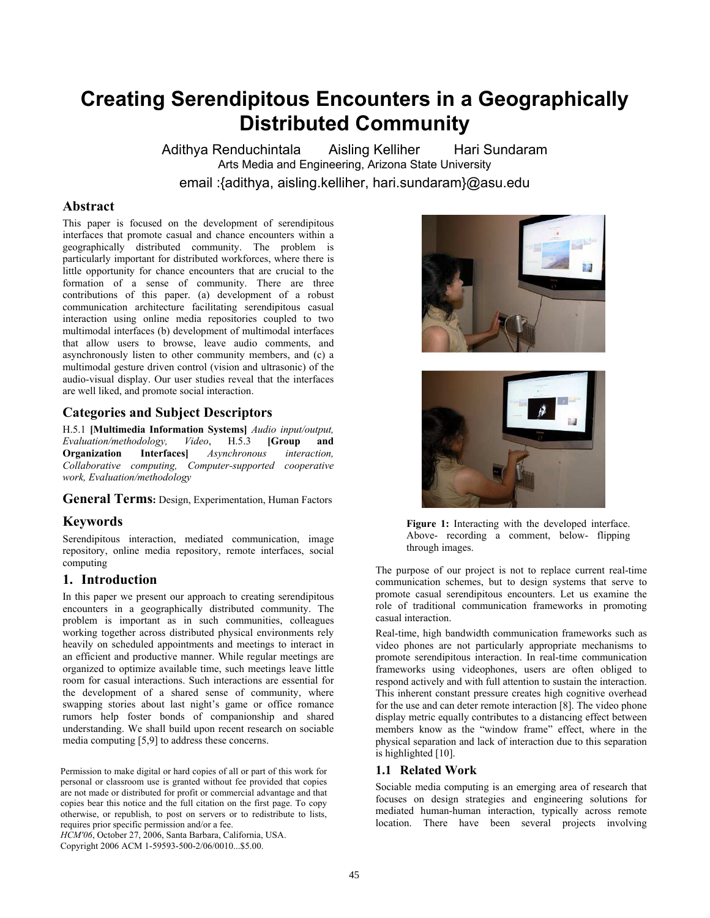# Creating Serendipitous Encounters in a Geographically Distributed Community

Adithya Renduchintala Aisling Kelliher Hari Sundaram

Arts Media and Engineering, Arizona State University

email :{adithya, aisling.kelliher, hari.sundaram}@asu.edu

## Abstract

This paper is focused on the development of serendipitous interfaces that promote casual and chance encounters within a geographically distributed community. The problem is particularly important for distributed workforces, where there is little opportunity for chance encounters that are crucial to the formation of a sense of community. There are three contributions of this paper. (a) development of a robust communication architecture facilitating serendipitous casual interaction using online media repositories coupled to two multimodal interfaces (b) development of multimodal interfaces that allow users to browse, leave audio comments, and asynchronously listen to other community members, and (c) a multimodal gesture driven control (vision and ultrasonic) of the audio-visual display. Our user studies reveal that the interfaces are well liked, and promote social interaction.

## Categories and Subject Descriptors

H.5.1 **[Multimedia Information Systems]** *Audio input/output, Evaluation/methodology, Video*, H.5.3 **[Group and Organization Interfaces]** *Asynchronous interaction, Collaborative computing, Computer-supported cooperative work, Evaluation/methodology*

## General Terms: Design, Experimentation, Human Factors

## Keywords

Serendipitous interaction, mediated communication, image repository, online media repository, remote interfaces, social computing

## 1. Introduction

In this paper we present our approach to creating serendipitous encounters in a geographically distributed community. The problem is important as in such communities, colleagues working together across distributed physical environments rely heavily on scheduled appointments and meetings to interact in an efficient and productive manner. While regular meetings are organized to optimize available time, such meetings leave little room for casual interactions. Such interactions are essential for the development of a shared sense of community, where swapping stories about last night's game or office romance rumors help foster bonds of companionship and shared understanding. We shall build upon recent research on sociable media computing [5,9] to address these concerns.

Permission to make digital or hard copies of all or part of this work for personal or classroom use is granted without fee provided that copies are not made or distributed for profit or commercial advantage and that copies bear this notice and the full citation on the first page. To copy otherwise, or republish, to post on servers or to redistribute to lists, requires prior specific permission and/or a fee.
*HCM'06*, October 27, 2006, Santa Barbara, California, USA.
Copyright 2006 ACM 1-59593-500-2/06/0010...$5.00.

**Figure 1:** Interacting with the developed interface. Above- recording a comment, below- flipping through images.

The purpose of our project is not to replace current real-time communication schemes, but to design systems that serve to promote casual serendipitous encounters. Let us examine the role of traditional communication frameworks in promoting casual interaction.

Real-time, high bandwidth communication frameworks such as video phones are not particularly appropriate mechanisms to promote serendipitous interaction. In real-time communication frameworks using videophones, users are often obliged to respond actively and with full attention to sustain the interaction. This inherent constant pressure creates high cognitive overhead for the use and can deter remote interaction [8]. The video phone display metric equally contributes to a distancing effect between members know as the "window frame" effect, where in the physical separation and lack of interaction due to this separation is highlighted [10].

### 1.1 Related Work

Sociable media computing is an emerging area of research that focuses on design strategies and engineering solutions for mediated human-human interaction, typically across remote location. There have been several projects involving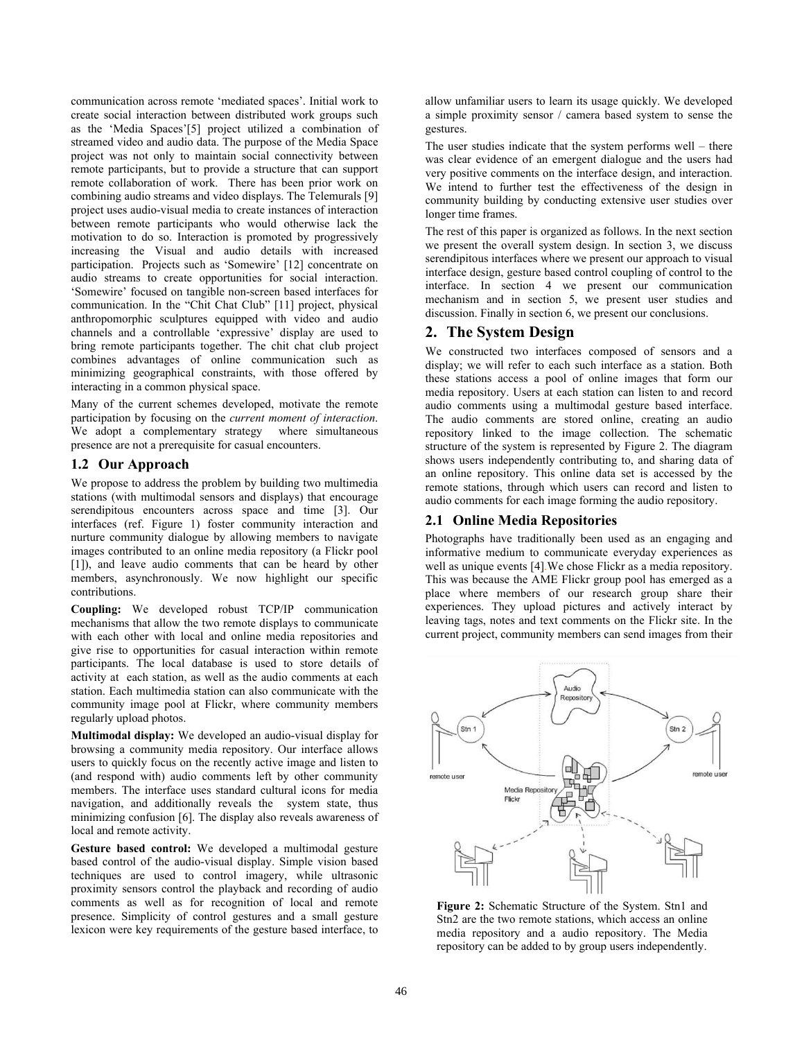communication across remote 'mediated spaces'. Initial work to create social interaction between distributed work groups such as the 'Media Spaces'[5] project utilized a combination of streamed video and audio data. The purpose of the Media Space project was not only to maintain social connectivity between remote participants, but to provide a structure that can support remote collaboration of work. There has been prior work on combining audio streams and video displays. The Telemurals [9] project uses audio-visual media to create instances of interaction between remote participants who would otherwise lack the motivation to do so. Interaction is promoted by progressively increasing the Visual and audio details with increased participation. Projects such as 'Somewire' [12] concentrate on audio streams to create opportunities for social interaction. 'Somewire' focused on tangible non-screen based interfaces for communication. In the "Chit Chat Club" [11] project, physical anthropomorphic sculptures equipped with video and audio channels and a controllable 'expressive' display are used to bring remote participants together. The chit chat club project combines advantages of online communication such as minimizing geographical constraints, with those offered by interacting in a common physical space.

Many of the current schemes developed, motivate the remote participation by focusing on the *current moment of interaction*. We adopt a complementary strategy where simultaneous presence are not a prerequisite for casual encounters.

## 1.2 Our Approach

We propose to address the problem by building two multimedia stations (with multimodal sensors and displays) that encourage serendipitous encounters across space and time [3]. Our interfaces (ref. Figure 1) foster community interaction and nurture community dialogue by allowing members to navigate images contributed to an online media repository (a Flickr pool [1]), and leave audio comments that can be heard by other members, asynchronously. We now highlight our specific contributions.

**Coupling:** We developed robust TCP/IP communication mechanisms that allow the two remote displays to communicate with each other with local and online media repositories and give rise to opportunities for casual interaction within remote participants. The local database is used to store details of activity at each station, as well as the audio comments at each station. Each multimedia station can also communicate with the community image pool at Flickr, where community members regularly upload photos.

**Multimodal display:** We developed an audio-visual display for browsing a community media repository. Our interface allows users to quickly focus on the recently active image and listen to (and respond with) audio comments left by other community members. The interface uses standard cultural icons for media navigation, and additionally reveals the system state, thus minimizing confusion [6]. The display also reveals awareness of local and remote activity.

**Gesture based control:** We developed a multimodal gesture based control of the audio-visual display. Simple vision based techniques are used to control imagery, while ultrasonic proximity sensors control the playback and recording of audio comments as well as for recognition of local and remote presence. Simplicity of control gestures and a small gesture lexicon were key requirements of the gesture based interface, to allow unfamiliar users to learn its usage quickly. We developed a simple proximity sensor / camera based system to sense the gestures.

The user studies indicate that the system performs well – there was clear evidence of an emergent dialogue and the users had very positive comments on the interface design, and interaction. We intend to further test the effectiveness of the design in community building by conducting extensive user studies over longer time frames.

The rest of this paper is organized as follows. In the next section we present the overall system design. In section 3, we discuss serendipitous interfaces where we present our approach to visual interface design, gesture based control coupling of control to the interface. In section 4 we present our communication mechanism and in section 5, we present user studies and discussion. Finally in section 6, we present our conclusions.

# 2. The System Design

We constructed two interfaces composed of sensors and a display; we will refer to each such interface as a station. Both these stations access a pool of online images that form our media repository. Users at each station can listen to and record audio comments using a multimodal gesture based interface. The audio comments are stored online, creating an audio repository linked to the image collection. The schematic structure of the system is represented by Figure 2. The diagram shows users independently contributing to, and sharing data of an online repository. This online data set is accessed by the remote stations, through which users can record and listen to audio comments for each image forming the audio repository.

## 2.1 Online Media Repositories

Photographs have traditionally been used as an engaging and informative medium to communicate everyday experiences as well as unique events [4]. We chose Flickr as a media repository. This was because the AME Flickr group pool has emerged as a place where members of our research group share their experiences. They upload pictures and actively interact by leaving tags, notes and text comments on the Flickr site. In the current project, community members can send images from their

Audio Repository

Stn 1

Stn 2

remote user

remote user

Media Repository Flickr

**Figure 2:** Schematic Structure of the System. Stn1 and Stn2 are the two remote stations, which access an online media repository and a audio repository. The Media repository can be added to by group users independently.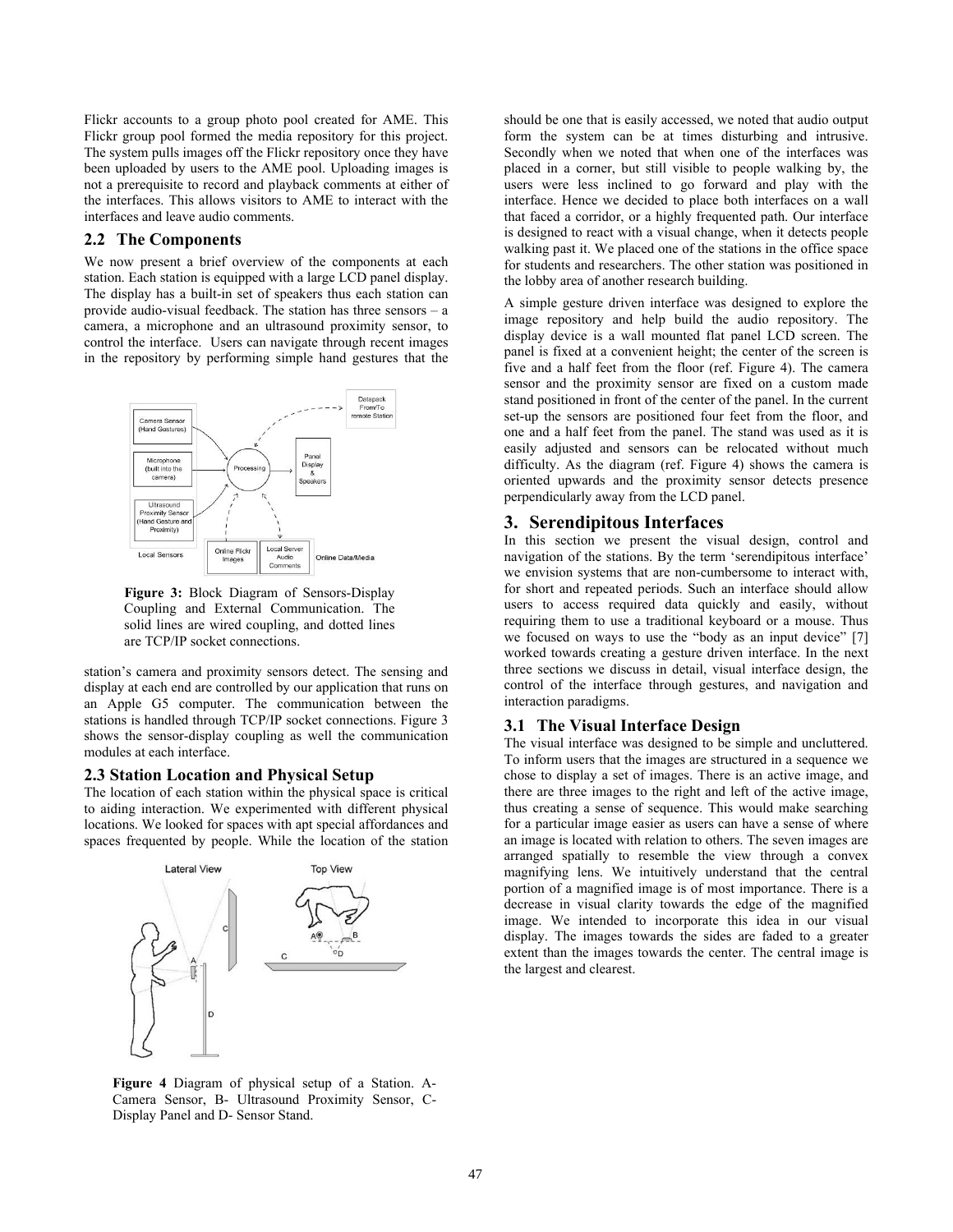Flickr accounts to a group photo pool created for AME. This Flickr group pool formed the media repository for this project. The system pulls images off the Flickr repository once they have been uploaded by users to the AME pool. Uploading images is not a prerequisite to record and playback comments at either of the interfaces. This allows visitors to AME to interact with the interfaces and leave audio comments.

## 2.2 The Components

We now present a brief overview of the components at each station. Each station is equipped with a large LCD panel display. The display has a built-in set of speakers thus each station can provide audio-visual feedback. The station has three sensors – a camera, a microphone and an ultrasound proximity sensor, to control the interface. Users can navigate through recent images in the repository by performing simple hand gestures that the station's camera and proximity sensors detect. The sensing and display at each end are controlled by our application that runs on an Apple G5 computer. The communication between the stations is handled through TCP/IP socket connections. Figure 3 shows the sensor-display coupling as well the communication modules at each interface.

**Figure 3:** Block Diagram of Sensors-Display Coupling and External Communication. The solid lines are wired coupling, and dotted lines are TCP/IP socket connections.

## 2.3 Station Location and Physical Setup

The location of each station within the physical space is critical to aiding interaction. We experimented with different physical locations. We looked for spaces with apt special affordances and spaces frequented by people. While the location of the station should be one that is easily accessed, we noted that audio output form the system can be at times disturbing and intrusive. Secondly when we noted that when one of the interfaces was placed in a corner, but still visible to people walking by, the users were less inclined to go forward and play with the interface. Hence we decided to place both interfaces on a wall that faced a corridor, or a highly frequented path. Our interface is designed to react with a visual change, when it detects people walking past it. We placed one of the stations in the office space for students and researchers. The other station was positioned in the lobby area of another research building.

A simple gesture driven interface was designed to explore the image repository and help build the audio repository. The display device is a wall mounted flat panel LCD screen. The panel is fixed at a convenient height; the center of the screen is five and a half feet from the floor (ref. Figure 4). The camera sensor and the proximity sensor are fixed on a custom made stand positioned in front of the center of the panel. In the current set-up the sensors are positioned four feet from the floor, and one and a half feet from the panel. The stand was used as it is easily adjusted and sensors can be relocated without much difficulty. As the diagram (ref. Figure 4) shows the camera is oriented upwards and the proximity sensor detects presence perpendicularly away from the LCD panel.

**Figure 4** Diagram of physical setup of a Station. A- Camera Sensor, B- Ultrasound Proximity Sensor, C- Display Panel and D- Sensor Stand.

# 3. Serendipitous Interfaces

In this section we present the visual design, control and navigation of the stations. By the term 'serendipitous interface' we envision systems that are non-cumbersome to interact with, for short and repeated periods. Such an interface should allow users to access required data quickly and easily, without requiring them to use a traditional keyboard or a mouse. Thus we focused on ways to use the "body as an input device" [7] worked towards creating a gesture driven interface. In the next three sections we discuss in detail, visual interface design, the control of the interface through gestures, and navigation and interaction paradigms.

## 3.1 The Visual Interface Design

The visual interface was designed to be simple and uncluttered. To inform users that the images are structured in a sequence we chose to display a set of images. There is an active image, and there are three images to the right and left of the active image, thus creating a sense of sequence. This would make searching for a particular image easier as users can have a sense of where an image is located with relation to others. The seven images are arranged spatially to resemble the view through a convex magnifying lens. We intuitively understand that the central portion of a magnified image is of most importance. There is a decrease in visual clarity towards the edge of the magnified image. We intended to incorporate this idea in our visual display. The images towards the sides are faded to a greater extent than the images towards the center. The central image is the largest and clearest.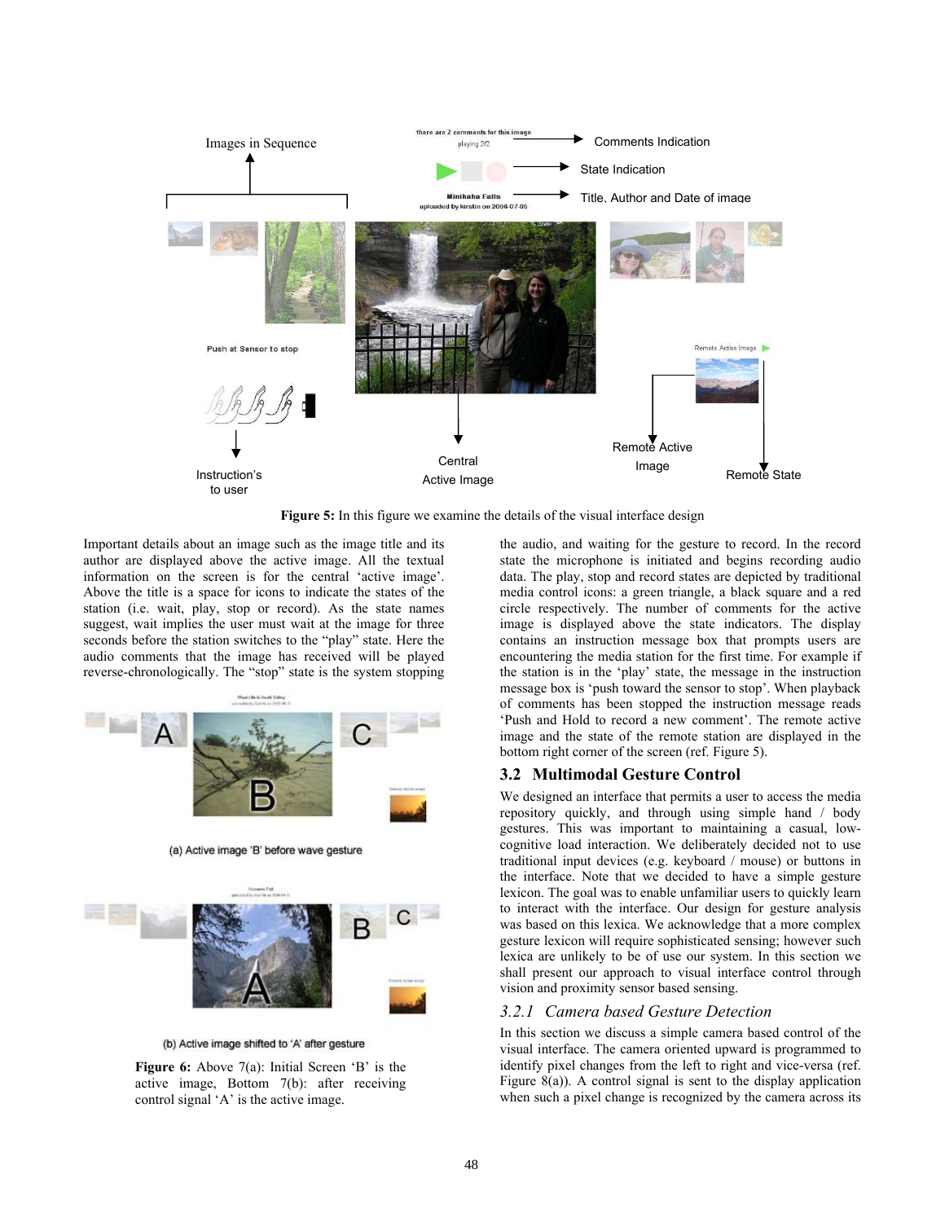Images in Sequence

there are 2 comments for this image

playing 2/2

Comments Indication

State Indication

Minihaha Falls

uploaded by kirstin on 2006-07-05

Title, Author and Date of image

Push at Sensor to stop

Remote Active Image

Instruction's to user

Central Active Image

Remote Active Image

Remote State

**Figure 5:** In this figure we examine the details of the visual interface design

Important details about an image such as the image title and its author are displayed above the active image. All the textual information on the screen is for the central 'active image'. Above the title is a space for icons to indicate the states of the station (i.e. wait, play, stop or record). As the state names suggest, wait implies the user must wait at the image for three seconds before the station switches to the "play" state. Here the audio comments that the image has received will be played reverse-chronologically. The "stop" state is the system stopping the audio, and waiting for the gesture to record. In the record state the microphone is initiated and begins recording audio data. The play, stop and record states are depicted by traditional media control icons: a green triangle, a black square and a red circle respectively. The number of comments for the active image is displayed above the state indicators. The display contains an instruction message box that prompts users are encountering the media station for the first time. For example if the station is in the 'play' state, the message in the instruction message box is 'push toward the sensor to stop'. When playback of comments has been stopped the instruction message reads 'Push and Hold to record a new comment'. The remote active image and the state of the remote station are displayed in the bottom right corner of the screen (ref. Figure 5).

A B C

(a) Active image 'B' before wave gesture

A B C

(b) Active image shifted to 'A' after gesture

**Figure 6:** Above 7(a): Initial Screen 'B' is the active image, Bottom 7(b): after receiving control signal 'A' is the active image.

## 3.2 Multimodal Gesture Control

We designed an interface that permits a user to access the media repository quickly, and through using simple hand / body gestures. This was important to maintaining a casual, low-cognitive load interaction. We deliberately decided not to use traditional input devices (e.g. keyboard / mouse) or buttons in the interface. Note that we decided to have a simple gesture lexicon. The goal was to enable unfamiliar users to quickly learn to interact with the interface. Our design for gesture analysis was based on this lexica. We acknowledge that a more complex gesture lexicon will require sophisticated sensing; however such lexica are unlikely to be of use our system. In this section we shall present our approach to visual interface control through vision and proximity sensor based sensing.

### *3.2.1 Camera based Gesture Detection*

In this section we discuss a simple camera based control of the visual interface. The camera oriented upward is programmed to identify pixel changes from the left to right and vice-versa (ref. Figure 8(a)). A control signal is sent to the display application when such a pixel change is recognized by the camera across its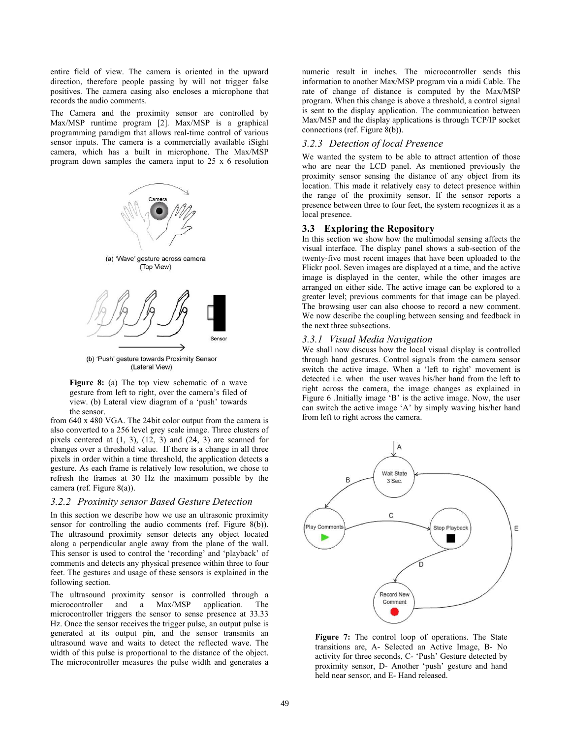entire field of view. The camera is oriented in the upward direction, therefore people passing by will not trigger false positives. The camera casing also encloses a microphone that records the audio comments.

The Camera and the proximity sensor are controlled by Max/MSP runtime program [2]. Max/MSP is a graphical programming paradigm that allows real-time control of various sensor inputs. The camera is a commercially available iSight camera, which has a built in microphone. The Max/MSP program down samples the camera input to 25 x 6 resolution from 640 x 480 VGA. The 24bit color output from the camera is also converted to a 256 level grey scale image. Three clusters of pixels centered at (1, 3), (12, 3) and (24, 3) are scanned for changes over a threshold value. If there is a change in all three pixels in order within a time threshold, the application detects a gesture. As each frame is relatively low resolution, we chose to refresh the frames at 30 Hz the maximum possible by the camera (ref. Figure 8(a)).

Camera

(a) 'Wave' gesture across camera
(Top View)

Sensor

(b) 'Push' gesture towards Proximity Sensor
(Lateral View)

**Figure 8:** (a) The top view schematic of a wave gesture from left to right, over the camera's filed of view. (b) Lateral view diagram of a 'push' towards the sensor.

### 3.2.2 Proximity sensor Based Gesture Detection

In this section we describe how we use an ultrasonic proximity sensor for controlling the audio comments (ref. Figure 8(b)). The ultrasound proximity sensor detects any object located along a perpendicular angle away from the plane of the wall. This sensor is used to control the 'recording' and 'playback' of comments and detects any physical presence within three to four feet. The gestures and usage of these sensors is explained in the following section.

The ultrasonic proximity sensor is controlled through a microcontroller and a Max/MSP application. The microcontroller triggers the sensor to sense presence at 33.33 Hz. Once the sensor receives the trigger pulse, an output pulse is generated at its output pin, and the sensor transmits an ultrasound wave and waits to detect the reflected wave. The width of this pulse is proportional to the distance of the object. The microcontroller measures the pulse width and generates a numeric result in inches. The microcontroller sends this information to another Max/MSP program via a midi Cable. The rate of change of distance is computed by the Max/MSP program. When this change is above a threshold, a control signal is sent to the display application. The communication between Max/MSP and the display applications is through TCP/IP socket connections (ref. Figure 8(b)).

### 3.2.3 Detection of local Presence

We wanted the system to be able to attract attention of those who are near the LCD panel. As mentioned previously the proximity sensor sensing the distance of any object from its location. This made it relatively easy to detect presence within the range of the proximity sensor. If the sensor reports a presence between three to four feet, the system recognizes it as a local presence.

## 3.3 Exploring the Repository

In this section we show how the multimodal sensing affects the visual interface. The display panel shows a sub-section of the twenty-five most recent images that have been uploaded to the Flickr pool. Seven images are displayed at a time, and the active image is displayed in the center, while the other images are arranged on either side. The active image can be explored to a greater level; previous comments for that image can be played. The browsing user can also choose to record a new comment. We now describe the coupling between sensing and feedback in the next three subsections.

### 3.3.1 Visual Media Navigation

We shall now discuss how the local visual display is controlled through hand gestures. Control signals from the camera sensor switch the active image. When a 'left to right' movement is detected i.e. when the user waves his/her hand from the left to right across the camera, the image changes as explained in Figure 6 .Initially image 'B' is the active image. Now, the user can switch the active image 'A' by simply waving his/her hand from left to right across the camera.

A

Wait State
3 Sec.

B

C

Play Comments

Stop Playback

E

D

Record New
Comment

**Figure 7:** The control loop of operations. The State transitions are, A- Selected an Active Image, B- No activity for three seconds, C- 'Push' Gesture detected by proximity sensor, D- Another 'push' gesture and hand held near sensor, and E- Hand released.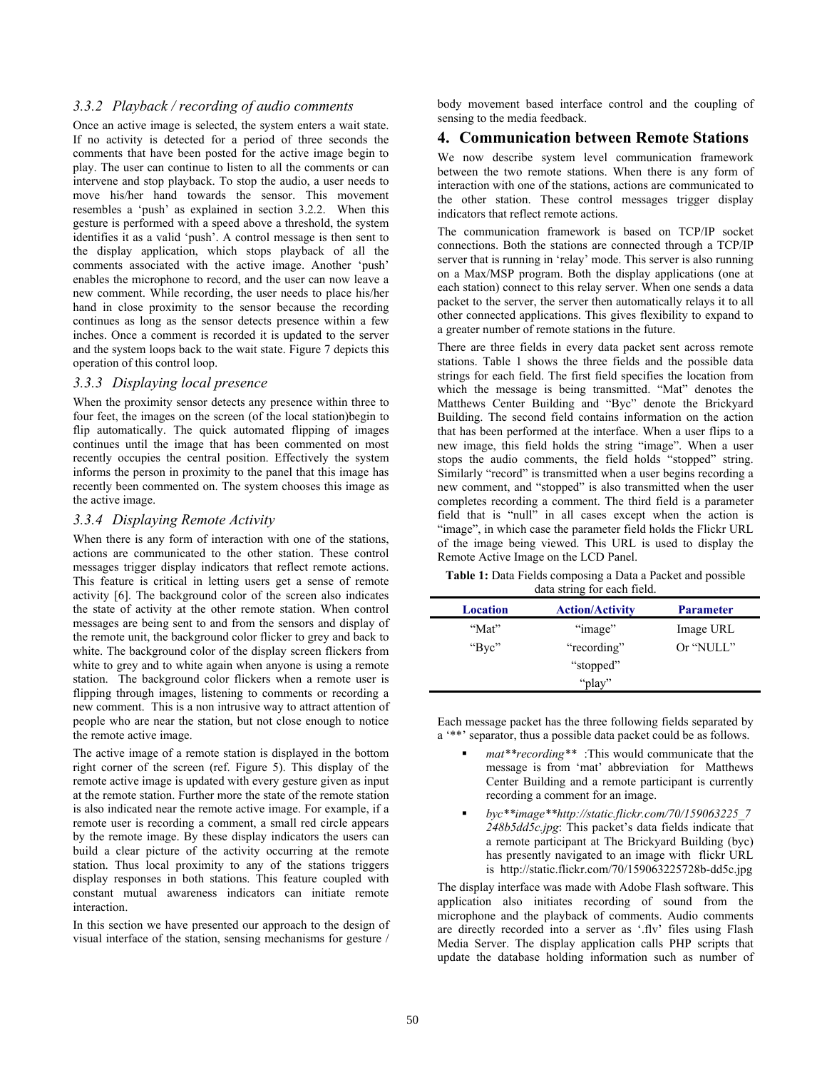### 3.3.2 Playback / recording of audio comments

Once an active image is selected, the system enters a wait state. If no activity is detected for a period of three seconds the comments that have been posted for the active image begin to play. The user can continue to listen to all the comments or can intervene and stop playback. To stop the audio, a user needs to move his/her hand towards the sensor. This movement resembles a 'push' as explained in section 3.2.2. When this gesture is performed with a speed above a threshold, the system identifies it as a valid 'push'. A control message is then sent to the display application, which stops playback of all the comments associated with the active image. Another 'push' enables the microphone to record, and the user can now leave a new comment. While recording, the user needs to place his/her hand in close proximity to the sensor because the recording continues as long as the sensor detects presence within a few inches. Once a comment is recorded it is updated to the server and the system loops back to the wait state. Figure 7 depicts this operation of this control loop.

### 3.3.3 Displaying local presence

When the proximity sensor detects any presence within three to four feet, the images on the screen (of the local station)begin to flip automatically. The quick automated flipping of images continues until the image that has been commented on most recently occupies the central position. Effectively the system informs the person in proximity to the panel that this image has recently been commented on. The system chooses this image as the active image.

### 3.3.4 Displaying Remote Activity

When there is any form of interaction with one of the stations, actions are communicated to the other station. These control messages trigger display indicators that reflect remote actions. This feature is critical in letting users get a sense of remote activity [6]. The background color of the screen also indicates the state of activity at the other remote station. When control messages are being sent to and from the sensors and display of the remote unit, the background color flicker to grey and back to white. The background color of the display screen flickers from white to grey and to white again when anyone is using a remote station. The background color flickers when a remote user is flipping through images, listening to comments or recording a new comment. This is a non intrusive way to attract attention of people who are near the station, but not close enough to notice the remote active image.

The active image of a remote station is displayed in the bottom right corner of the screen (ref. Figure 5). This display of the remote active image is updated with every gesture given as input at the remote station. Further more the state of the remote station is also indicated near the remote active image. For example, if a remote user is recording a comment, a small red circle appears by the remote image. By these display indicators the users can build a clear picture of the activity occurring at the remote station. Thus local proximity to any of the stations triggers display responses in both stations. This feature coupled with constant mutual awareness indicators can initiate remote interaction.

In this section we have presented our approach to the design of visual interface of the station, sensing mechanisms for gesture / body movement based interface control and the coupling of sensing to the media feedback.

## 4. Communication between Remote Stations

We now describe system level communication framework between the two remote stations. When there is any form of interaction with one of the stations, actions are communicated to the other station. These control messages trigger display indicators that reflect remote actions.

The communication framework is based on TCP/IP socket connections. Both the stations are connected through a TCP/IP server that is running in 'relay' mode. This server is also running on a Max/MSP program. Both the display applications (one at each station) connect to this relay server. When one sends a data packet to the server, the server then automatically relays it to all other connected applications. This gives flexibility to expand to a greater number of remote stations in the future.

There are three fields in every data packet sent across remote stations. Table 1 shows the three fields and the possible data strings for each field. The first field specifies the location from which the message is being transmitted. "Mat" denotes the Matthews Center Building and "Byc" denote the Brickyard Building. The second field contains information on the action that has been performed at the interface. When a user flips to a new image, this field holds the string "image". When a user stops the audio comments, the field holds "stopped" string. Similarly "record" is transmitted when a user begins recording a new comment, and "stopped" is also transmitted when the user completes recording a comment. The third field is a parameter field that is "null" in all cases except when the action is "image", in which case the parameter field holds the Flickr URL of the image being viewed. This URL is used to display the Remote Active Image on the LCD Panel.

**Table 1:** Data Fields composing a Data a Packet and possible data string for each field.

| Location | Action/Activity | Parameter |
|---|---|---|
| "Mat" | "image" | Image URL |
| "Byc" | "recording" | Or "NULL" |
| | "stopped" | |
| | "play" | |

Each message packet has the three following fields separated by a '**' separator, thus a possible data packet could be as follows.

- *mat**recording*** :This would communicate that the message is from 'mat' abbreviation for Matthews Center Building and a remote participant is currently recording a comment for an image.
- *byc**image**http://static.flickr.com/70/159063225_7248b5dd5c.jpg*: This packet's data fields indicate that a remote participant at The Brickyard Building (byc) has presently navigated to an image with flickr URL is http://static.flickr.com/70/159063225728b-dd5c.jpg

The display interface was made with Adobe Flash software. This application also initiates recording of sound from the microphone and the playback of comments. Audio comments are directly recorded into a server as '.flv' files using Flash Media Server. The display application calls PHP scripts that update the database holding information such as number of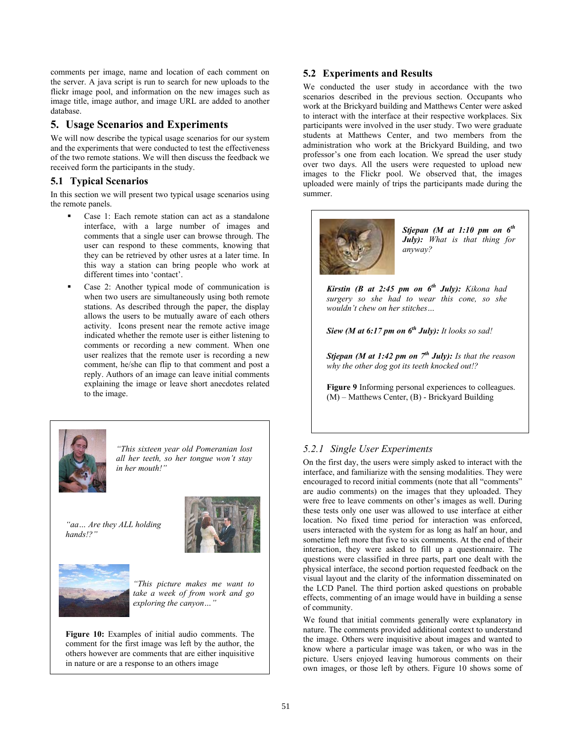comments per image, name and location of each comment on the server. A java script is run to search for new uploads to the flickr image pool, and information on the new images such as image title, image author, and image URL are added to another database.

## 5. Usage Scenarios and Experiments

We will now describe the typical usage scenarios for our system and the experiments that were conducted to test the effectiveness of the two remote stations. We will then discuss the feedback we received form the participants in the study.

### 5.1 Typical Scenarios

In this section we will present two typical usage scenarios using the remote panels.

- Case 1: Each remote station can act as a standalone interface, with a large number of images and comments that a single user can browse through. The user can respond to these comments, knowing that they can be retrieved by other usres at a later time. In this way a station can bring people who work at different times into 'contact'.
- Case 2: Another typical mode of communication is when two users are simultaneously using both remote stations. As described through the paper, the display allows the users to be mutually aware of each others activity. Icons present near the remote active image indicated whether the remote user is either listening to comments or recording a new comment. When one user realizes that the remote user is recording a new comment, he/she can flip to that comment and post a reply. Authors of an image can leave initial comments explaining the image or leave short anecdotes related to the image.

*"This sixteen year old Pomeranian lost all her teeth, so her tongue won't stay in her mouth!"*

*"aa… Are they ALL holding hands!?"*

*"This picture makes me want to take a week of from work and go exploring the canyon…"*

**Figure 10:** Examples of initial audio comments. The comment for the first image was left by the author, the others however are comments that are either inquisitive in nature or are a response to an others image

### 5.2 Experiments and Results

We conducted the user study in accordance with the two scenarios described in the previous section. Occupants who work at the Brickyard building and Matthews Center were asked to interact with the interface at their respective workplaces. Six participants were involved in the user study. Two were graduate students at Matthews Center, and two members from the administration who work at the Brickyard Building, and two professor's one from each location. We spread the user study over two days. All the users were requested to upload new images to the Flickr pool. We observed that, the images uploaded were mainly of trips the participants made during the summer.

***Stjepan (M at 1:10 pm on 6th July):*** *What is that thing for anyway?*

***Kirstin (B at 2:45 pm on 6th July):*** *Kikona had surgery so she had to wear this cone, so she wouldn't chew on her stitches…*

***Siew (M at 6:17 pm on 6th July):*** *It looks so sad!*

***Stjepan (M at 1:42 pm on 7th July):*** *Is that the reason why the other dog got its teeth knocked out!?*

**Figure 9** Informing personal experiences to colleagues. (M) – Matthews Center, (B) - Brickyard Building

#### *5.2.1 Single User Experiments*

On the first day, the users were simply asked to interact with the interface, and familiarize with the sensing modalities. They were encouraged to record initial comments (note that all "comments" are audio comments) on the images that they uploaded. They were free to leave comments on other's images as well. During these tests only one user was allowed to use interface at either location. No fixed time period for interaction was enforced, users interacted with the system for as long as half an hour, and sometime left more that five to six comments. At the end of their interaction, they were asked to fill up a questionnaire. The questions were classified in three parts, part one dealt with the physical interface, the second portion requested feedback on the visual layout and the clarity of the information disseminated on the LCD Panel. The third portion asked questions on probable effects, commenting of an image would have in building a sense of community.

We found that initial comments generally were explanatory in nature. The comments provided additional context to understand the image. Others were inquisitive about images and wanted to know where a particular image was taken, or who was in the picture. Users enjoyed leaving humorous comments on their own images, or those left by others. Figure 10 shows some of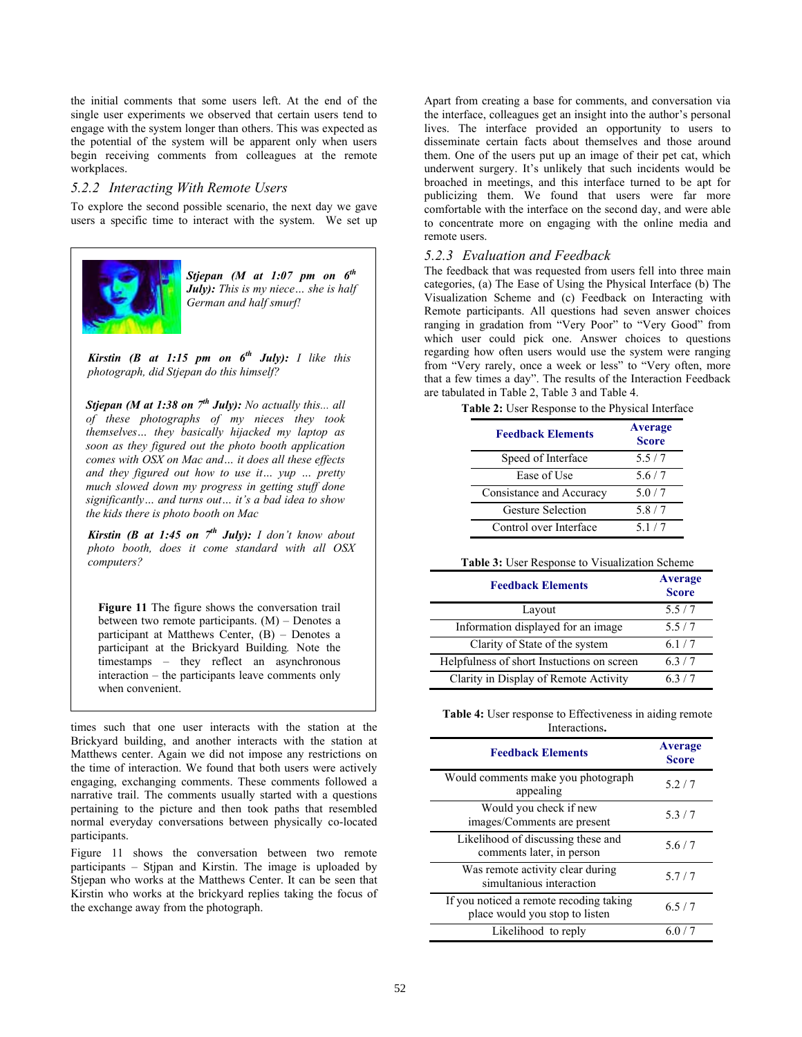the initial comments that some users left. At the end of the single user experiments we observed that certain users tend to engage with the system longer than others. This was expected as the potential of the system will be apparent only when users begin receiving comments from colleagues at the remote workplaces.

### 5.2.2 Interacting With Remote Users

To explore the second possible scenario, the next day we gave users a specific time to interact with the system. We set up times such that one user interacts with the station at the Brickyard building, and another interacts with the station at Matthews center. Again we did not impose any restrictions on the time of interaction. We found that both users were actively engaging, exchanging comments. These comments followed a narrative trail. The comments usually started with a questions pertaining to the picture and then took paths that resembled normal everyday conversations between physically co-located participants.

***Stjepan (M at 1:07 pm on 6th July):*** *This is my niece… she is half German and half smurf!*

***Kirstin (B at 1:15 pm on 6th July):*** *I like this photograph, did Stjepan do this himself?*

***Stjepan (M at 1:38 on 7th July):*** *No actually this... all of these photographs of my nieces they took themselves… they basically hijacked my laptop as soon as they figured out the photo booth application comes with OSX on Mac and… it does all these effects and they figured out how to use it… yup … pretty much slowed down my progress in getting stuff done significantly… and turns out… it's a bad idea to show the kids there is photo booth on Mac*

***Kirstin (B at 1:45 on 7th July):*** *I don't know about photo booth, does it come standard with all OSX computers?*

**Figure 11** The figure shows the conversation trail between two remote participants. (M) – Denotes a participant at Matthews Center, (B) – Denotes a participant at the Brickyard Building. Note the timestamps – they reflect an asynchronous interaction – the participants leave comments only when convenient.

Figure 11 shows the conversation between two remote participants – Stjpan and Kirstin. The image is uploaded by Stjepan who works at the Matthews Center. It can be seen that Kirstin who works at the brickyard replies taking the focus of the exchange away from the photograph.

Apart from creating a base for comments, and conversation via the interface, colleagues get an insight into the author's personal lives. The interface provided an opportunity to users to disseminate certain facts about themselves and those around them. One of the users put up an image of their pet cat, which underwent surgery. It's unlikely that such incidents would be broached in meetings, and this interface turned to be apt for publicizing them. We found that users were far more comfortable with the interface on the second day, and were able to concentrate more on engaging with the online media and remote users.

### 5.2.3 Evaluation and Feedback

The feedback that was requested from users fell into three main categories, (a) The Ease of Using the Physical Interface (b) The Visualization Scheme and (c) Feedback on Interacting with Remote participants. All questions had seven answer choices ranging in gradation from "Very Poor" to "Very Good" from which user could pick one. Answer choices to questions regarding how often users would use the system were ranging from "Very rarely, once a week or less" to "Very often, more that a few times a day". The results of the Interaction Feedback are tabulated in Table 2, Table 3 and Table 4.

**Table 2:** User Response to the Physical Interface

| Feedback Elements | Average Score |
|---|---|
| Speed of Interface | 5.5 / 7 |
| Ease of Use | 5.6 / 7 |
| Consistance and Accuracy | 5.0 / 7 |
| Gesture Selection | 5.8 / 7 |
| Control over Interface | 5.1 / 7 |

**Table 3:** User Response to Visualization Scheme

| Feedback Elements | Average Score |
|---|---|
| Layout | 5.5 / 7 |
| Information displayed for an image | 5.5 / 7 |
| Clarity of State of the system | 6.1 / 7 |
| Helpfulness of short Instuctions on screen | 6.3 / 7 |
| Clarity in Display of Remote Activity | 6.3 / 7 |

**Table 4:** User response to Effectiveness in aiding remote Interactions**.**

| Feedback Elements | Average Score |
|---|---|
| Would comments make you photograph appealing | 5.2 / 7 |
| Would you check if new images/Comments are present | 5.3 / 7 |
| Likelihood of discussing these and comments later, in person | 5.6 / 7 |
| Was remote activity clear during simultanious interaction | 5.7 / 7 |
| If you noticed a remote recoding taking place would you stop to listen | 6.5 / 7 |
| Likelihood to reply | 6.0 / 7 |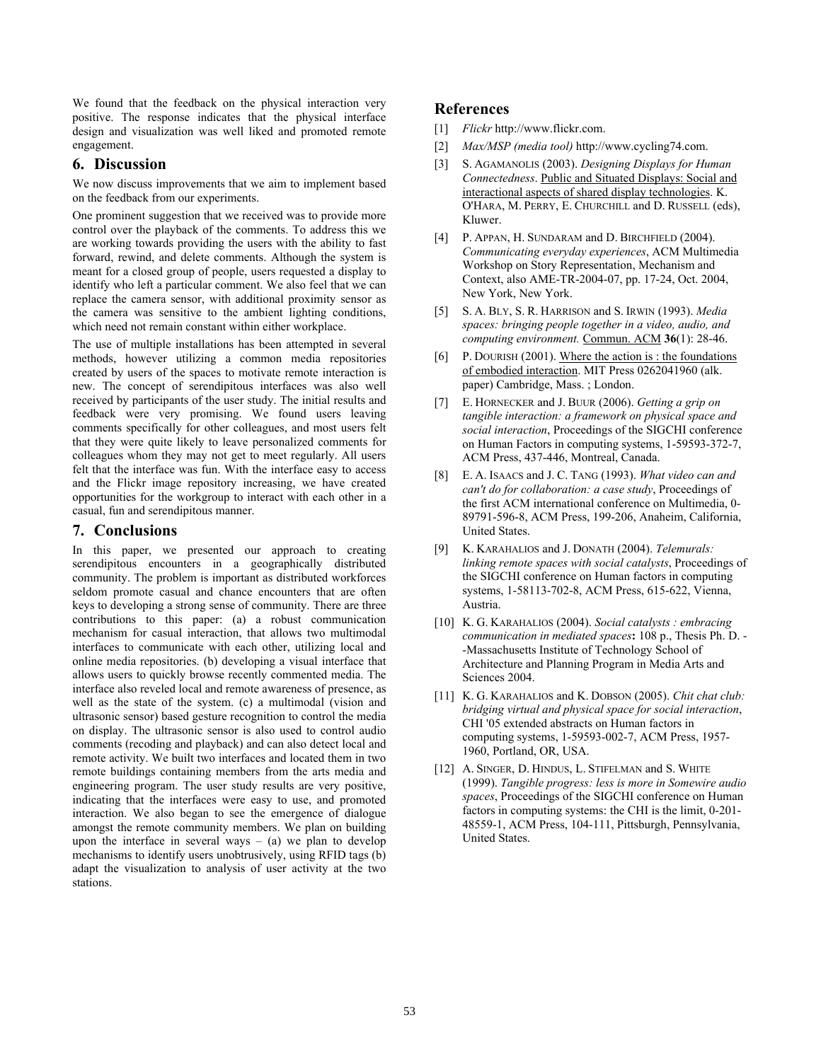We found that the feedback on the physical interaction very positive. The response indicates that the physical interface design and visualization was well liked and promoted remote engagement.

## 6. Discussion

We now discuss improvements that we aim to implement based on the feedback from our experiments.

One prominent suggestion that we received was to provide more control over the playback of the comments. To address this we are working towards providing the users with the ability to fast forward, rewind, and delete comments. Although the system is meant for a closed group of people, users requested a display to identify who left a particular comment. We also feel that we can replace the camera sensor, with additional proximity sensor as the camera was sensitive to the ambient lighting conditions, which need not remain constant within either workplace.

The use of multiple installations has been attempted in several methods, however utilizing a common media repositories created by users of the spaces to motivate remote interaction is new. The concept of serendipitous interfaces was also well received by participants of the user study. The initial results and feedback were very promising. We found users leaving comments specifically for other colleagues, and most users felt that they were quite likely to leave personalized comments for colleagues whom they may not get to meet regularly. All users felt that the interface was fun. With the interface easy to access and the Flickr image repository increasing, we have created opportunities for the workgroup to interact with each other in a casual, fun and serendipitous manner.

## 7. Conclusions

In this paper, we presented our approach to creating serendipitous encounters in a geographically distributed community. The problem is important as distributed workforces seldom promote casual and chance encounters that are often keys to developing a strong sense of community. There are three contributions to this paper: (a) a robust communication mechanism for casual interaction, that allows two multimodal interfaces to communicate with each other, utilizing local and online media repositories. (b) developing a visual interface that allows users to quickly browse recently commented media. The interface also reveled local and remote awareness of presence, as well as the state of the system. (c) a multimodal (vision and ultrasonic sensor) based gesture recognition to control the media on display. The ultrasonic sensor is also used to control audio comments (recoding and playback) and can also detect local and remote activity. We built two interfaces and located them in two remote buildings containing members from the arts media and engineering program. The user study results are very positive, indicating that the interfaces were easy to use, and promoted interaction. We also began to see the emergence of dialogue amongst the remote community members. We plan on building upon the interface in several ways – (a) we plan to develop mechanisms to identify users unobtrusively, using RFID tags (b) adapt the visualization to analysis of user activity at the two stations.

## References

[1] *Flickr* http://www.flickr.com.

[2] *Max/MSP (media tool)* http://www.cycling74.com.

[3] S. AGAMANOLIS (2003). *Designing Displays for Human Connectedness*. Public and Situated Displays: Social and interactional aspects of shared display technologies. K. O'HARA, M. PERRY, E. CHURCHILL and D. RUSSELL (eds), Kluwer.

[4] P. APPAN, H. SUNDARAM and D. BIRCHFIELD (2004). *Communicating everyday experiences*, ACM Multimedia Workshop on Story Representation, Mechanism and Context, also AME-TR-2004-07, pp. 17-24, Oct. 2004, New York, New York.

[5] S. A. BLY, S. R. HARRISON and S. IRWIN (1993). *Media spaces: bringing people together in a video, audio, and computing environment.* Commun. ACM **36**(1): 28-46.

[6] P. DOURISH (2001). Where the action is : the foundations of embodied interaction. MIT Press 0262041960 (alk. paper) Cambridge, Mass. ; London.

[7] E. HORNECKER and J. BUUR (2006). *Getting a grip on tangible interaction: a framework on physical space and social interaction*, Proceedings of the SIGCHI conference on Human Factors in computing systems, 1-59593-372-7, ACM Press, 437-446, Montreal, Canada.

[8] E. A. ISAACS and J. C. TANG (1993). *What video can and can't do for collaboration: a case study*, Proceedings of the first ACM international conference on Multimedia, 0-89791-596-8, ACM Press, 199-206, Anaheim, California, United States.

[9] K. KARAHALIOS and J. DONATH (2004). *Telemurals: linking remote spaces with social catalysts*, Proceedings of the SIGCHI conference on Human factors in computing systems, 1-58113-702-8, ACM Press, 615-622, Vienna, Austria.

[10] K. G. KARAHALIOS (2004). *Social catalysts : embracing communication in mediated spaces***:** 108 p., Thesis Ph. D. --Massachusetts Institute of Technology School of Architecture and Planning Program in Media Arts and Sciences 2004.

[11] K. G. KARAHALIOS and K. DOBSON (2005). *Chit chat club: bridging virtual and physical space for social interaction*, CHI '05 extended abstracts on Human factors in computing systems, 1-59593-002-7, ACM Press, 1957-1960, Portland, OR, USA.

[12] A. SINGER, D. HINDUS, L. STIFELMAN and S. WHITE (1999). *Tangible progress: less is more in Somewire audio spaces*, Proceedings of the SIGCHI conference on Human factors in computing systems: the CHI is the limit, 0-201-48559-1, ACM Press, 104-111, Pittsburgh, Pennsylvania, United States.